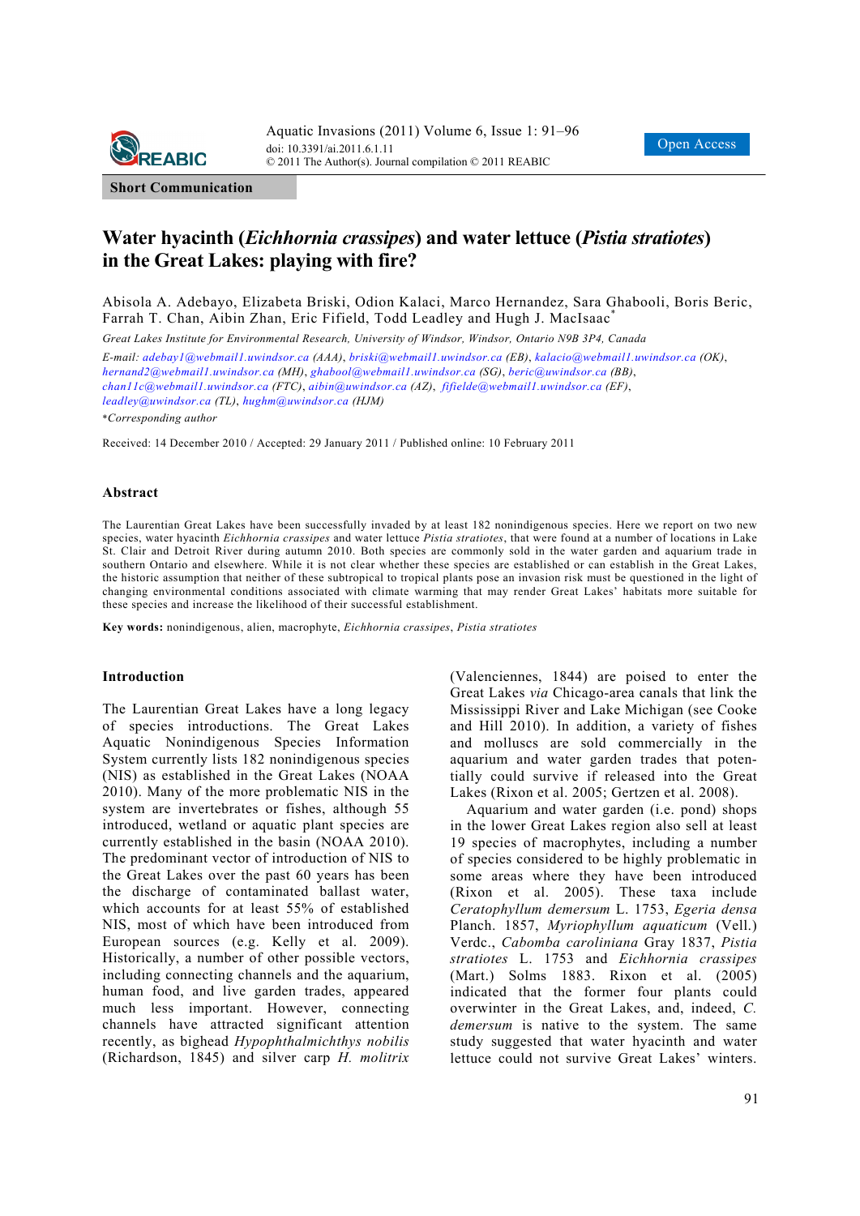Short Communication

# Water hyacinth (*Eichhornia crassipes*) and water lettuce (*Pistia stratiotes*) in the Great Lakes: playing with fire?

Abisola A. Adebayo, Elizabeta Briski, Odion Kalaci, Marco Hernandez, Sara Ghabooli, Boris Beric, Farrah T. Chan, Aibin Zhan, Eric Fifield, Todd Leadley and Hugh J. MacIsaac*

*Great Lakes Institute for Environmental Research, University of Windsor, Windsor, Ontario N9B 3P4, Canada*

*E-mail: adebay1@webmail1.uwindsor.ca (AAA), briski@webmail1.uwindsor.ca (EB), kalacio@webmail1.uwindsor.ca (OK), hernand2@webmail1.uwindsor.ca (MH), ghabool@webmail1.uwindsor.ca (SG), beric@uwindsor.ca (BB), chan11c@webmail1.uwindsor.ca (FTC), aibin@uwindsor.ca (AZ), fifielde@webmail1.uwindsor.ca (EF), leadley@uwindsor.ca (TL), hughm@uwindsor.ca (HJM)*

*\*Corresponding author*

Received: 14 December 2010 / Accepted: 29 January 2011 / Published online: 10 February 2011

## Abstract

The Laurentian Great Lakes have been successfully invaded by at least 182 nonindigenous species. Here we report on two new species, water hyacinth *Eichhornia crassipes* and water lettuce *Pistia stratiotes*, that were found at a number of locations in Lake St. Clair and Detroit River during autumn 2010. Both species are commonly sold in the water garden and aquarium trade in southern Ontario and elsewhere. While it is not clear whether these species are established or can establish in the Great Lakes, the historic assumption that neither of these subtropical to tropical plants pose an invasion risk must be questioned in the light of changing environmental conditions associated with climate warming that may render Great Lakes' habitats more suitable for these species and increase the likelihood of their successful establishment.

**Key words:** nonindigenous, alien, macrophyte, *Eichhornia crassipes*, *Pistia stratiotes*

## Introduction

The Laurentian Great Lakes have a long legacy of species introductions. The Great Lakes Aquatic Nonindigenous Species Information System currently lists 182 nonindigenous species (NIS) as established in the Great Lakes (NOAA 2010). Many of the more problematic NIS in the system are invertebrates or fishes, although 55 introduced, wetland or aquatic plant species are currently established in the basin (NOAA 2010). The predominant vector of introduction of NIS to the Great Lakes over the past 60 years has been the discharge of contaminated ballast water, which accounts for at least 55% of established NIS, most of which have been introduced from European sources (e.g. Kelly et al. 2009). Historically, a number of other possible vectors, including connecting channels and the aquarium, human food, and live garden trades, appeared much less important. However, connecting channels have attracted significant attention recently, as bighead *Hypophthalmichthys nobilis* (Richardson, 1845) and silver carp *H. molitrix* (Valenciennes, 1844) are poised to enter the Great Lakes *via* Chicago-area canals that link the Mississippi River and Lake Michigan (see Cooke and Hill 2010). In addition, a variety of fishes and molluscs are sold commercially in the aquarium and water garden trades that potentially could survive if released into the Great Lakes (Rixon et al. 2005; Gertzen et al. 2008).

Aquarium and water garden (i.e. pond) shops in the lower Great Lakes region also sell at least 19 species of macrophytes, including a number of species considered to be highly problematic in some areas where they have been introduced (Rixon et al. 2005). These taxa include *Ceratophyllum demersum* L. 1753, *Egeria densa* Planch. 1857, *Myriophyllum aquaticum* (Vell.) Verdc., *Cabomba caroliniana* Gray 1837, *Pistia stratiotes* L. 1753 and *Eichhornia crassipes* (Mart.) Solms 1883. Rixon et al. (2005) indicated that the former four plants could overwinter in the Great Lakes, and, indeed, *C. demersum* is native to the system. The same study suggested that water hyacinth and water lettuce could not survive Great Lakes' winters.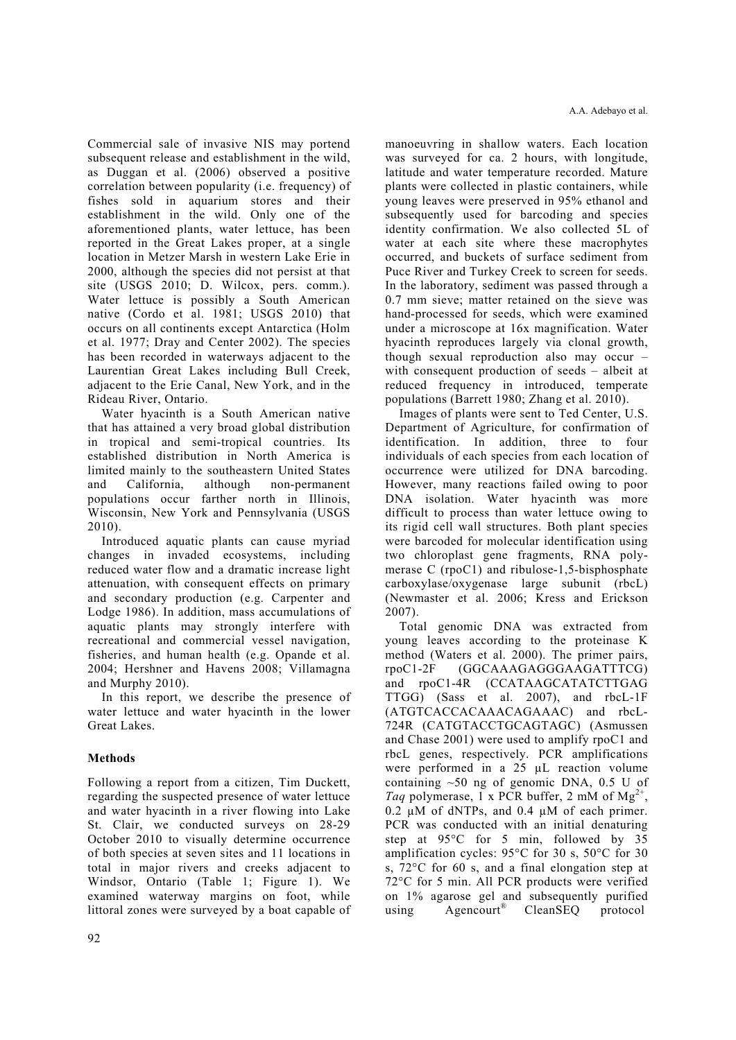Commercial sale of invasive NIS may portend subsequent release and establishment in the wild, as Duggan et al. (2006) observed a positive correlation between popularity (i.e. frequency) of fishes sold in aquarium stores and their establishment in the wild. Only one of the aforementioned plants, water lettuce, has been reported in the Great Lakes proper, at a single location in Metzer Marsh in western Lake Erie in 2000, although the species did not persist at that site (USGS 2010; D. Wilcox, pers. comm.). Water lettuce is possibly a South American native (Cordo et al. 1981; USGS 2010) that occurs on all continents except Antarctica (Holm et al. 1977; Dray and Center 2002). The species has been recorded in waterways adjacent to the Laurentian Great Lakes including Bull Creek, adjacent to the Erie Canal, New York, and in the Rideau River, Ontario.

Water hyacinth is a South American native that has attained a very broad global distribution in tropical and semi-tropical countries. Its established distribution in North America is limited mainly to the southeastern United States and California, although non-permanent populations occur farther north in Illinois, Wisconsin, New York and Pennsylvania (USGS 2010).

Introduced aquatic plants can cause myriad changes in invaded ecosystems, including reduced water flow and a dramatic increase light attenuation, with consequent effects on primary and secondary production (e.g. Carpenter and Lodge 1986). In addition, mass accumulations of aquatic plants may strongly interfere with recreational and commercial vessel navigation, fisheries, and human health (e.g. Opande et al. 2004; Hershner and Havens 2008; Villamagna and Murphy 2010).

In this report, we describe the presence of water lettuce and water hyacinth in the lower Great Lakes.

## Methods

Following a report from a citizen, Tim Duckett, regarding the suspected presence of water lettuce and water hyacinth in a river flowing into Lake St. Clair, we conducted surveys on 28-29 October 2010 to visually determine occurrence of both species at seven sites and 11 locations in total in major rivers and creeks adjacent to Windsor, Ontario (Table 1; Figure 1). We examined waterway margins on foot, while littoral zones were surveyed by a boat capable of manoeuvring in shallow waters. Each location was surveyed for ca. 2 hours, with longitude, latitude and water temperature recorded. Mature plants were collected in plastic containers, while young leaves were preserved in 95% ethanol and subsequently used for barcoding and species identity confirmation. We also collected 5L of water at each site where these macrophytes occurred, and buckets of surface sediment from Puce River and Turkey Creek to screen for seeds. In the laboratory, sediment was passed through a 0.7 mm sieve; matter retained on the sieve was hand-processed for seeds, which were examined under a microscope at 16x magnification. Water hyacinth reproduces largely via clonal growth, though sexual reproduction also may occur – with consequent production of seeds – albeit at reduced frequency in introduced, temperate populations (Barrett 1980; Zhang et al. 2010).

Images of plants were sent to Ted Center, U.S. Department of Agriculture, for confirmation of identification. In addition, three to four individuals of each species from each location of occurrence were utilized for DNA barcoding. However, many reactions failed owing to poor DNA isolation. Water hyacinth was more difficult to process than water lettuce owing to its rigid cell wall structures. Both plant species were barcoded for molecular identification using two chloroplast gene fragments, RNA polymerase C (rpoC1) and ribulose-1,5-bisphosphate carboxylase/oxygenase large subunit (rbcL) (Newmaster et al. 2006; Kress and Erickson 2007).

Total genomic DNA was extracted from young leaves according to the proteinase K method (Waters et al. 2000). The primer pairs, rpoC1-2F (GGCAAAGAGGGAAGATTTCG) and rpoC1-4R (CCATAAGCATATCTTGAG TTGG) (Sass et al. 2007), and rbcL-1F (ATGTCACCACAAACAGAAAC) and rbcL-724R (CATGTACCTGCAGTAGC) (Asmussen and Chase 2001) were used to amplify rpoC1 and rbcL genes, respectively. PCR amplifications were performed in a 25 µL reaction volume containing ~50 ng of genomic DNA, 0.5 U of *Taq* polymerase, 1 x PCR buffer, 2 mM of $Mg^{2+}$, 0.2 µM of dNTPs, and 0.4 µM of each primer. PCR was conducted with an initial denaturing step at 95°C for 5 min, followed by 35 amplification cycles: 95°C for 30 s, 50°C for 30 s, 72°C for 60 s, and a final elongation step at 72°C for 5 min. All PCR products were verified on 1% agarose gel and subsequently purified using Agencourt® CleanSEQ protocol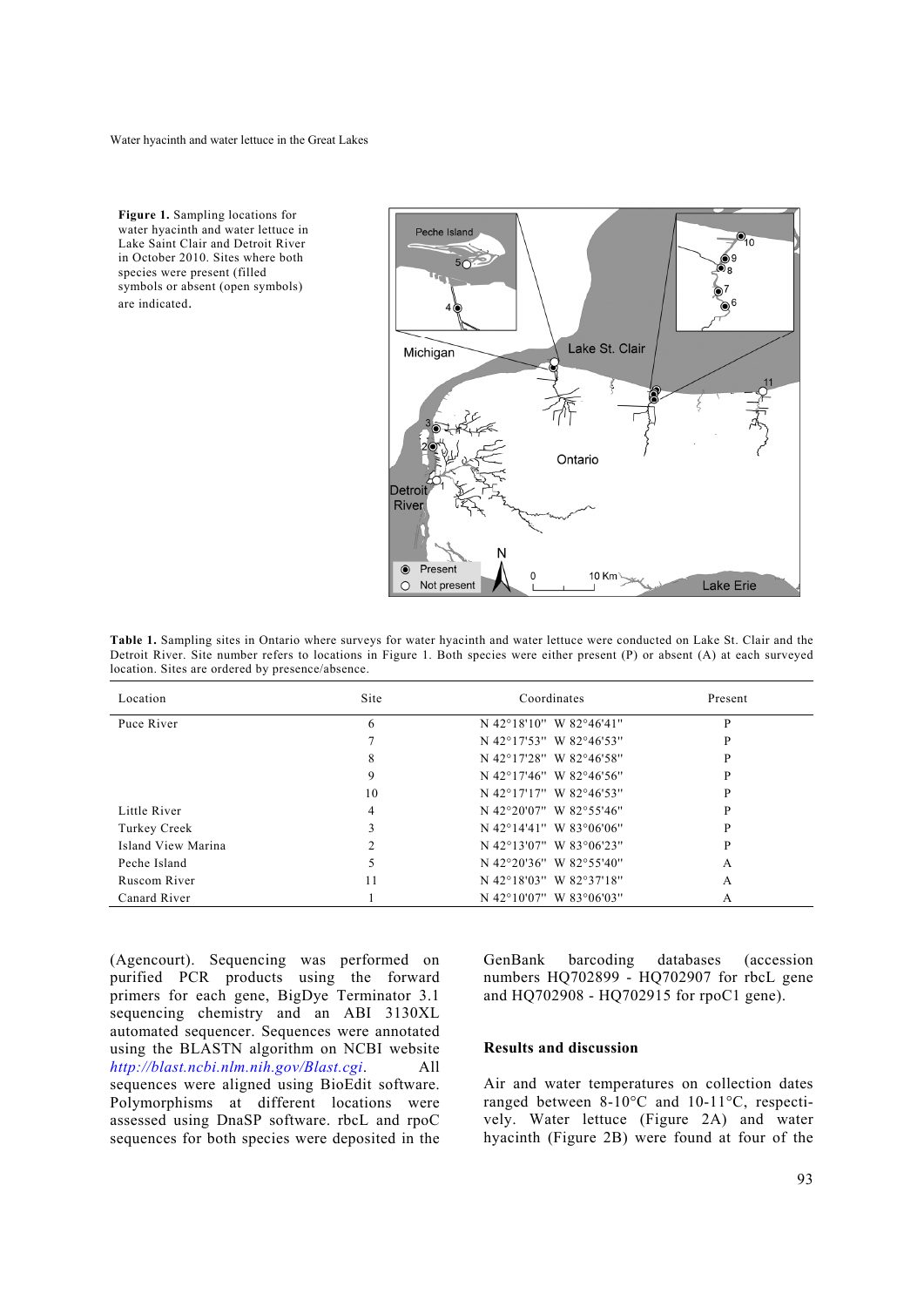**Figure 1.** Sampling locations for water hyacinth and water lettuce in Lake Saint Clair and Detroit River in October 2010. Sites where both species were present (filled symbols or absent (open symbols) are indicated.

Peche Island
5
4
Michigan
Lake St. Clair
10
9
8
7
6
11
3
2
1
Ontario
Detroit River
N
Present
Not present
0
10 Km
Lake Erie

**Table 1.** Sampling sites in Ontario where surveys for water hyacinth and water lettuce were conducted on Lake St. Clair and the Detroit River. Site number refers to locations in Figure 1. Both species were either present (P) or absent (A) at each surveyed location. Sites are ordered by presence/absence.

| Location | Site | Coordinates | Present |
|---|---|---|---|
| Puce River | 6 | N 42°18'10" W 82°46'41" | P |
| | 7 | N 42°17'53" W 82°46'53" | P |
| | 8 | N 42°17'28" W 82°46'58" | P |
| | 9 | N 42°17'46" W 82°46'56" | P |
| | 10 | N 42°17'17" W 82°46'53" | P |
| Little River | 4 | N 42°20'07" W 82°55'46" | P |
| Turkey Creek | 3 | N 42°14'41" W 83°06'06" | P |
| Island View Marina | 2 | N 42°13'07" W 83°06'23" | P |
| Peche Island | 5 | N 42°20'36" W 82°55'40" | A |
| Ruscom River | 11 | N 42°18'03" W 82°37'18" | A |
| Canard River | 1 | N 42°10'07" W 83°06'03" | A |

(Agencourt). Sequencing was performed on purified PCR products using the forward primers for each gene, BigDye Terminator 3.1 sequencing chemistry and an ABI 3130XL automated sequencer. Sequences were annotated using the BLASTN algorithm on NCBI website *http://blast.ncbi.nlm.nih.gov/Blast.cgi*. All sequences were aligned using BioEdit software. Polymorphisms at different locations were assessed using DnaSP software. rbcL and rpoC sequences for both species were deposited in the GenBank barcoding databases (accession numbers HQ702899 - HQ702907 for rbcL gene and HQ702908 - HQ702915 for rpoC1 gene).

## Results and discussion

Air and water temperatures on collection dates ranged between 8-10°C and 10-11°C, respectively. Water lettuce (Figure 2A) and water hyacinth (Figure 2B) were found at four of the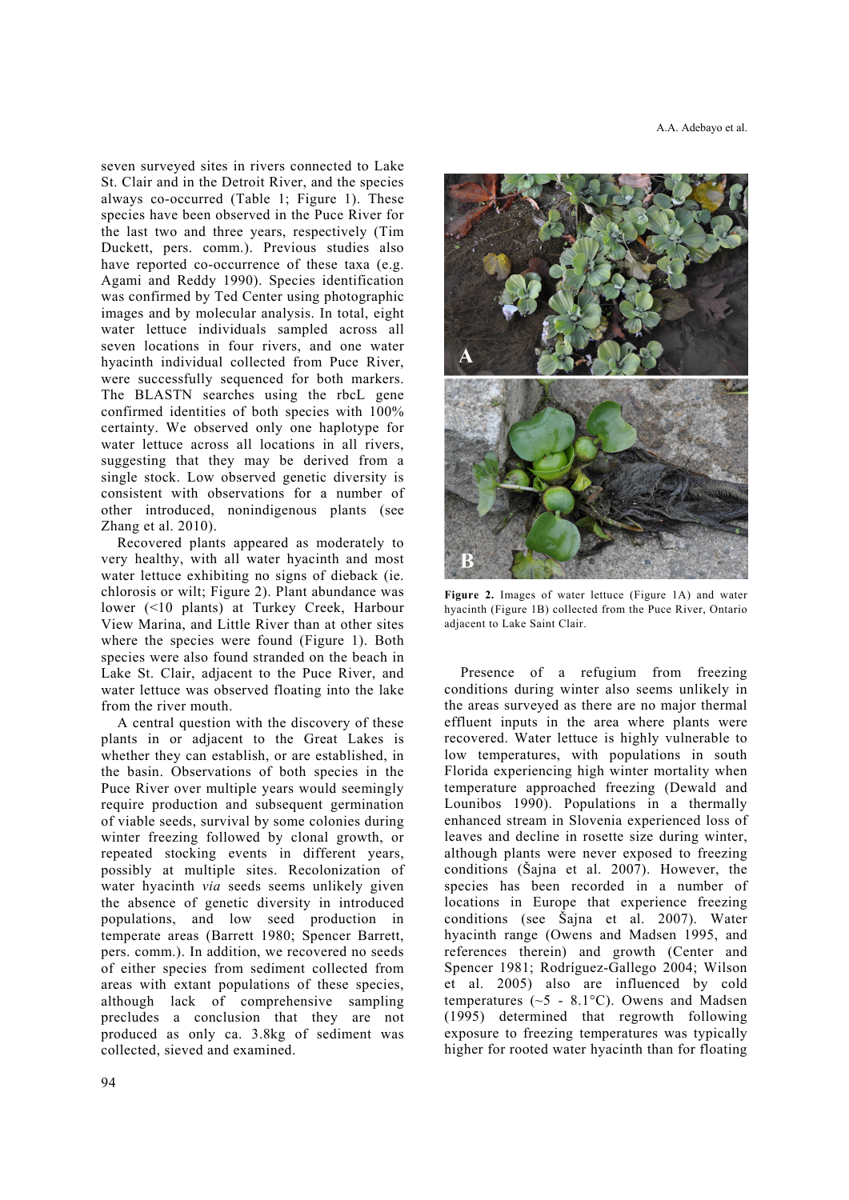seven surveyed sites in rivers connected to Lake St. Clair and in the Detroit River, and the species always co-occurred (Table 1; Figure 1). These species have been observed in the Puce River for the last two and three years, respectively (Tim Duckett, pers. comm.). Previous studies also have reported co-occurrence of these taxa (e.g. Agami and Reddy 1990). Species identification was confirmed by Ted Center using photographic images and by molecular analysis. In total, eight water lettuce individuals sampled across all seven locations in four rivers, and one water hyacinth individual collected from Puce River, were successfully sequenced for both markers. The BLASTN searches using the rbcL gene confirmed identities of both species with 100% certainty. We observed only one haplotype for water lettuce across all locations in all rivers, suggesting that they may be derived from a single stock. Low observed genetic diversity is consistent with observations for a number of other introduced, nonindigenous plants (see Zhang et al. 2010).

Recovered plants appeared as moderately to very healthy, with all water hyacinth and most water lettuce exhibiting no signs of dieback (ie. chlorosis or wilt; Figure 2). Plant abundance was lower (<10 plants) at Turkey Creek, Harbour View Marina, and Little River than at other sites where the species were found (Figure 1). Both species were also found stranded on the beach in Lake St. Clair, adjacent to the Puce River, and water lettuce was observed floating into the lake from the river mouth.

A central question with the discovery of these plants in or adjacent to the Great Lakes is whether they can establish, or are established, in the basin. Observations of both species in the Puce River over multiple years would seemingly require production and subsequent germination of viable seeds, survival by some colonies during winter freezing followed by clonal growth, or repeated stocking events in different years, possibly at multiple sites. Recolonization of water hyacinth *via* seeds seems unlikely given the absence of genetic diversity in introduced populations, and low seed production in temperate areas (Barrett 1980; Spencer Barrett, pers. comm.). In addition, we recovered no seeds of either species from sediment collected from areas with extant populations of these species, although lack of comprehensive sampling precludes a conclusion that they are not produced as only ca. 3.8kg of sediment was collected, sieved and examined.

**Figure 2.** Images of water lettuce (Figure 1A) and water hyacinth (Figure 1B) collected from the Puce River, Ontario adjacent to Lake Saint Clair.

Presence of a refugium from freezing conditions during winter also seems unlikely in the areas surveyed as there are no major thermal effluent inputs in the area where plants were recovered. Water lettuce is highly vulnerable to low temperatures, with populations in south Florida experiencing high winter mortality when temperature approached freezing (Dewald and Lounibos 1990). Populations in a thermally enhanced stream in Slovenia experienced loss of leaves and decline in rosette size during winter, although plants were never exposed to freezing conditions (Šajna et al. 2007). However, the species has been recorded in a number of locations in Europe that experience freezing conditions (see Šajna et al. 2007). Water hyacinth range (Owens and Madsen 1995, and references therein) and growth (Center and Spencer 1981; Rodríguez-Gallego 2004; Wilson et al. 2005) also are influenced by cold temperatures (~5 - 8.1°C). Owens and Madsen (1995) determined that regrowth following exposure to freezing temperatures was typically higher for rooted water hyacinth than for floating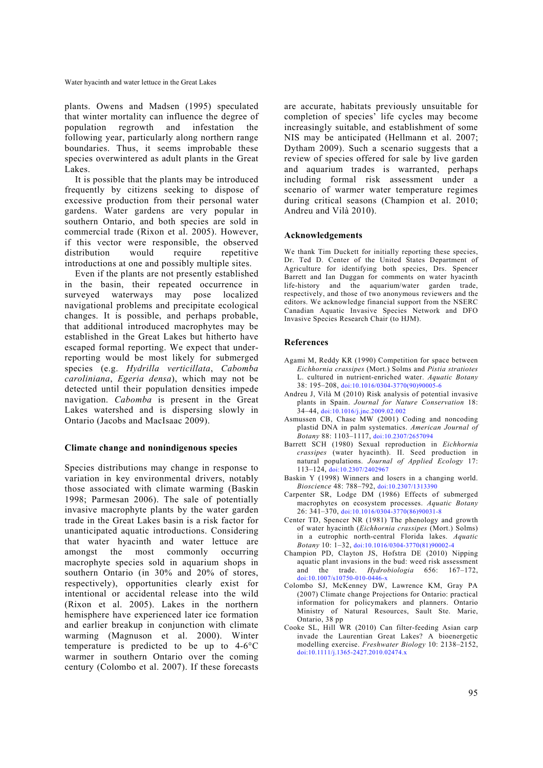plants. Owens and Madsen (1995) speculated that winter mortality can influence the degree of population regrowth and infestation the following year, particularly along northern range boundaries. Thus, it seems improbable these species overwintered as adult plants in the Great Lakes.

It is possible that the plants may be introduced frequently by citizens seeking to dispose of excessive production from their personal water gardens. Water gardens are very popular in southern Ontario, and both species are sold in commercial trade (Rixon et al. 2005). However, if this vector were responsible, the observed distribution would require repetitive introductions at one and possibly multiple sites.

Even if the plants are not presently established in the basin, their repeated occurrence in surveyed waterways may pose localized navigational problems and precipitate ecological changes. It is possible, and perhaps probable, that additional introduced macrophytes may be established in the Great Lakes but hitherto have escaped formal reporting. We expect that under-reporting would be most likely for submerged species (e.g. *Hydrilla verticillata*, *Cabomba caroliniana*, *Egeria densa*), which may not be detected until their population densities impede navigation. *Cabomba* is present in the Great Lakes watershed and is dispersing slowly in Ontario (Jacobs and MacIsaac 2009).

## Climate change and nonindigenous species

Species distributions may change in response to variation in key environmental drivers, notably those associated with climate warming (Baskin 1998; Parmesan 2006). The sale of potentially invasive macrophyte plants by the water garden trade in the Great Lakes basin is a risk factor for unanticipated aquatic introductions. Considering that water hyacinth and water lettuce are amongst the most commonly occurring macrophyte species sold in aquarium shops in southern Ontario (in 30% and 20% of stores, respectively), opportunities clearly exist for intentional or accidental release into the wild (Rixon et al. 2005). Lakes in the northern hemisphere have experienced later ice formation and earlier breakup in conjunction with climate warming (Magnuson et al. 2000). Winter temperature is predicted to be up to 4-6°C warmer in southern Ontario over the coming century (Colombo et al. 2007). If these forecasts are accurate, habitats previously unsuitable for completion of species' life cycles may become increasingly suitable, and establishment of some NIS may be anticipated (Hellmann et al. 2007; Dytham 2009). Such a scenario suggests that a review of species offered for sale by live garden and aquarium trades is warranted, perhaps including formal risk assessment under a scenario of warmer water temperature regimes during critical seasons (Champion et al. 2010; Andreu and Vilà 2010).

## Acknowledgements

We thank Tim Duckett for initially reporting these species, Dr. Ted D. Center of the United States Department of Agriculture for identifying both species, Drs. Spencer Barrett and Ian Duggan for comments on water hyacinth life-history and the aquarium/water garden trade, respectively, and those of two anonymous reviewers and the editors. We acknowledge financial support from the NSERC Canadian Aquatic Invasive Species Network and DFO Invasive Species Research Chair (to HJM).

## References

Agami M, Reddy KR (1990) Competition for space between *Eichhornia crassipes* (Mort.) Solms and *Pistia stratiotes* L. cultured in nutrient-enriched water. *Aquatic Botany* 38: 195–208, doi:10.1016/0304-3770(90)90005-6

Andreu J, Vilà M (2010) Risk analysis of potential invasive plants in Spain. *Journal for Nature Conservation* 18: 34–44, doi:10.1016/j.jnc.2009.02.002

Asmussen CB, Chase MW (2001) Coding and noncoding plastid DNA in palm systematics. *American Journal of Botany* 88: 1103–1117, doi:10.2307/2657094

Barrett SCH (1980) Sexual reproduction in *Eichhornia crassipes* (water hyacinth). II. Seed production in natural populations. *Journal of Applied Ecology* 17: 113–124, doi:10.2307/2402967

Baskin Y (1998) Winners and losers in a changing world. *Bioscience* 48: 788–792, doi:10.2307/1313390

Carpenter SR, Lodge DM (1986) Effects of submerged macrophytes on ecosystem processes. *Aquatic Botany* 26: 341–370, doi:10.1016/0304-3770(86)90031-8

Center TD, Spencer NR (1981) The phenology and growth of water hyacinth (*Eichhornia crassipes* (Mort.) Solms) in a eutrophic north-central Florida lakes. *Aquatic Botany* 10: 1–32, doi:10.1016/0304-3770(81)90002-4

Champion PD, Clayton JS, Hofstra DE (2010) Nipping aquatic plant invasions in the bud: weed risk assessment and the trade. *Hydrobiologia* 656: 167–172, doi:10.1007/s10750-010-0446-x

Colombo SJ, McKenney DW, Lawrence KM, Gray PA (2007) Climate change Projections for Ontario: practical information for policymakers and planners. Ontario Ministry of Natural Resources, Sault Ste. Marie, Ontario, 38 pp

Cooke SL, Hill WR (2010) Can filter-feeding Asian carp invade the Laurentian Great Lakes? A bioenergetic modelling exercise. *Freshwater Biology* 10: 2138–2152, doi:10.1111/j.1365-2427.2010.02474.x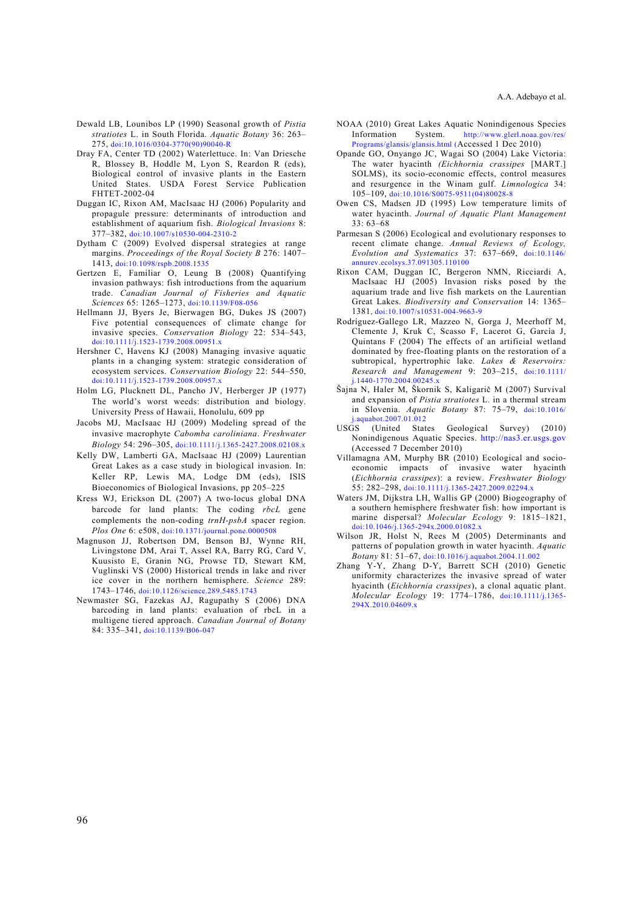Dewald LB, Lounibos LP (1990) Seasonal growth of *Pistia stratiotes* L. in South Florida. *Aquatic Botany* 36: 263–275, doi:10.1016/0304-3770(90)90040-R

Dray FA, Center TD (2002) Waterlettuce. In: Van Driesche R, Blossey B, Hoddle M, Lyon S, Reardon R (eds), Biological control of invasive plants in the Eastern United States. USDA Forest Service Publication FHTET-2002-04

Duggan IC, Rixon AM, MacIsaac HJ (2006) Popularity and propagule pressure: determinants of introduction and establishment of aquarium fish. *Biological Invasions* 8: 377–382, doi:10.1007/s10530-004-2310-2

Dytham C (2009) Evolved dispersal strategies at range margins. *Proceedings of the Royal Society B* 276: 1407–1413, doi:10.1098/rspb.2008.1535

Gertzen E, Familiar O, Leung B (2008) Quantifying invasion pathways: fish introductions from the aquarium trade. *Canadian Journal of Fisheries and Aquatic Sciences* 65: 1265–1273, doi:10.1139/F08-056

Hellmann JJ, Byers Je, Bierwagen BG, Dukes JS (2007) Five potential consequences of climate change for invasive species. *Conservation Biology* 22: 534–543, doi:10.1111/j.1523-1739.2008.00951.x

Hershner C, Havens KJ (2008) Managing invasive aquatic plants in a changing system: strategic consideration of ecosystem services. *Conservation Biology* 22: 544–550, doi:10.1111/j.1523-1739.2008.00957.x

Holm LG, Plucknett DL, Pancho JV, Herberger JP (1977) The world's worst weeds: distribution and biology. University Press of Hawaii, Honolulu, 609 pp

Jacobs MJ, MacIsaac HJ (2009) Modeling spread of the invasive macrophyte *Cabomba caroliniana*. *Freshwater Biology* 54: 296–305, doi:10.1111/j.1365-2427.2008.02108.x

Kelly DW, Lamberti GA, MacIsaac HJ (2009) Laurentian Great Lakes as a case study in biological invasion. In: Keller RP, Lewis MA, Lodge DM (eds), ISIS Bioeconomics of Biological Invasions, pp 205–225

Kress WJ, Erickson DL (2007) A two-locus global DNA barcode for land plants: The coding *rbcL* gene complements the non-coding *trnH-psbA* spacer region. *Plos One* 6: e508, doi:10.1371/journal.pone.0000508

Magnuson JJ, Robertson DM, Benson BJ, Wynne RH, Livingstone DM, Arai T, Assel RA, Barry RG, Card V, Kuusisto E, Granin NG, Prowse TD, Stewart KM, Vuglinski VS (2000) Historical trends in lake and river ice cover in the northern hemisphere. *Science* 289: 1743–1746, doi:10.1126/science.289.5485.1743

Newmaster SG, Fazekas AJ, Ragupathy S (2006) DNA barcoding in land plants: evaluation of rbcL in a multigene tiered approach. *Canadian Journal of Botany* 84: 335–341, doi:10.1139/B06-047

NOAA (2010) Great Lakes Aquatic Nonindigenous Species Information System. http://www.glerl.noaa.gov/res/Programs/glansis/glansis.html (Accessed 1 Dec 2010)

Opande GO, Onyango JC, Wagai SO (2004) Lake Victoria: The water hyacinth *(Eichhornia crassipes* [MART.] SOLMS), its socio-economic effects, control measures and resurgence in the Winam gulf. *Limnologica* 34: 105–109, doi:10.1016/S0075-9511(04)80028-8

Owen CS, Madsen JD (1995) Low temperature limits of water hyacinth. *Journal of Aquatic Plant Management* 33: 63–68

Parmesan S (2006) Ecological and evolutionary responses to recent climate change. *Annual Reviews of Ecology, Evolution and Systematics* 37: 637–669, doi:10.1146/annurev.ecolsys.37.091305.110100

Rixon CAM, Duggan IC, Bergeron NMN, Ricciardi A, MacIsaac HJ (2005) Invasion risks posed by the aquarium trade and live fish markets on the Laurentian Great Lakes. *Biodiversity and Conservation* 14: 1365–1381, doi:10.1007/s10531-004-9663-9

Rodríguez-Gallego LR, Mazzeo N, Gorga J, Meerhoff M, Clemente J, Kruk C, Scasso F, Lacerot G, García J, Quintans F (2004) The effects of an artificial wetland dominated by free-floating plants on the restoration of a subtropical, hypertrophic lake. *Lakes & Reservoirs: Research and Management* 9: 203–215, doi:10.1111/j.1440-1770.2004.00245.x

Šajna N, Haler M, Škornik S, Kaligarič M (2007) Survival and expansion of *Pistia stratiotes* L. in a thermal stream in Slovenia. *Aquatic Botany* 87: 75–79, doi:10.1016/j.aquabot.2007.01.012

USGS (United States Geological Survey) (2010) Nonindigenous Aquatic Species. http://nas3.er.usgs.gov (Accessed 7 December 2010)

Villamagna AM, Murphy BR (2010) Ecological and socio-economic impacts of invasive water hyacinth (*Eichhornia crassipes*): a review. *Freshwater Biology* 55: 282–298, doi:10.1111/j.1365-2427.2009.02294.x

Waters JM, Dijkstra LH, Wallis GP (2000) Biogeography of a southern hemisphere freshwater fish: how important is marine dispersal? *Molecular Ecology* 9: 1815–1821, doi:10.1046/j.1365-294x.2000.01082.x

Wilson JR, Holst N, Rees M (2005) Determinants and patterns of population growth in water hyacinth. *Aquatic Botany* 81: 51–67, doi:10.1016/j.aquabot.2004.11.002

Zhang Y-Y, Zhang D-Y, Barrett SCH (2010) Genetic uniformity characterizes the invasive spread of water hyacinth (*Eichhornia crassipes*), a clonal aquatic plant. *Molecular Ecology* 19: 1774–1786, doi:10.1111/j.1365-294X.2010.04609.x